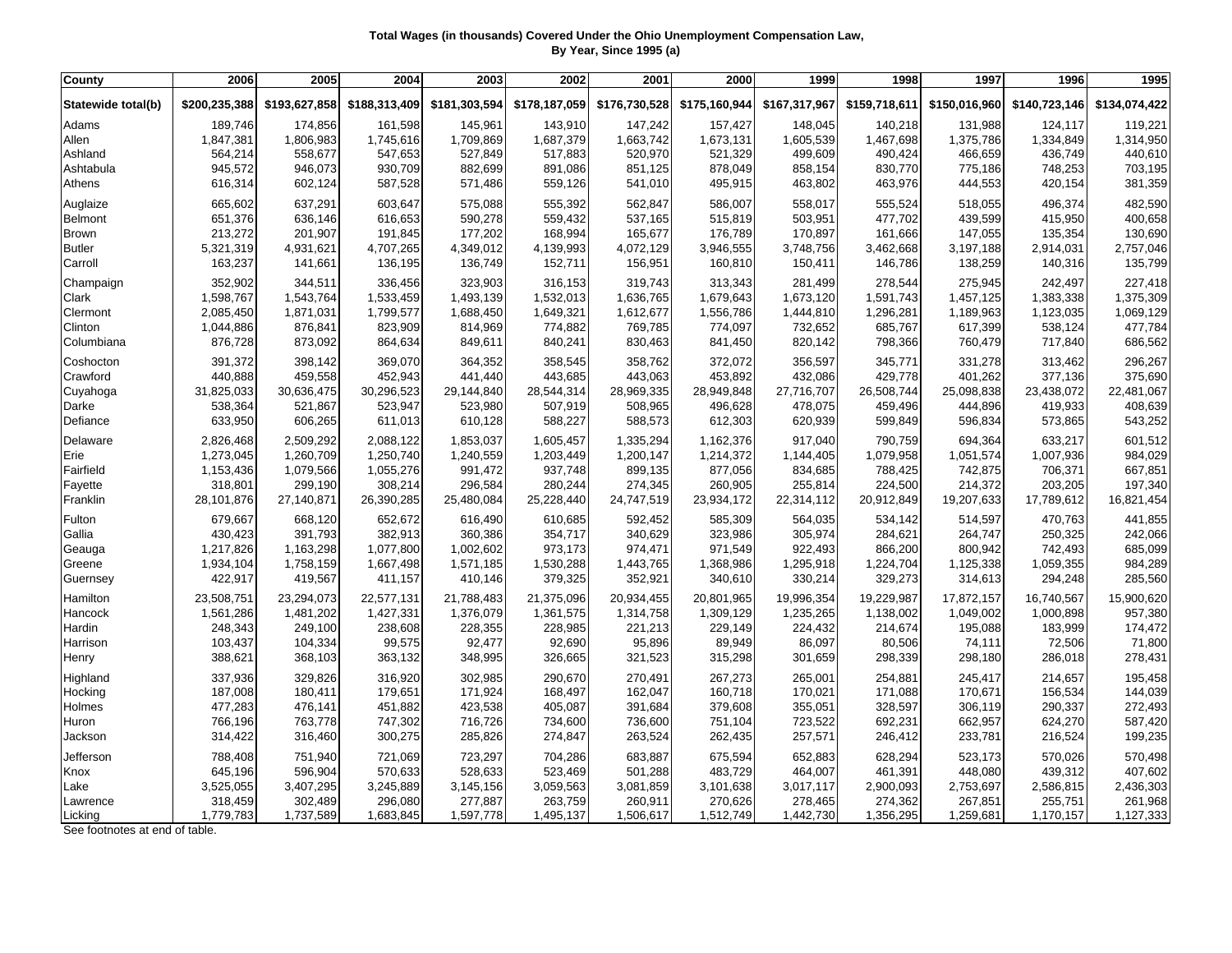**Total Wages (in thousands) Covered Under the Ohio Unemployment Compensation Law, By Year, Since 1995 (a)**

| County | 2006 | 2005 | 2004 | 2003 | 2002 | 2001 | 2000 | 1999 | 1998 | 1997 | 1996 | 1995 |
|---|---|---|---|---|---|---|---|---|---|---|---|---|
| Statewide total(b) | $200,235,388 | $193,627,858 | $188,313,409 | $181,303,594 | $178,187,059 | $176,730,528 | $175,160,944 | $167,317,967 | $159,718,611 | $150,016,960 | $140,723,146 | $134,074,422 |
| Adams | 189,746 | 174,856 | 161,598 | 145,961 | 143,910 | 147,242 | 157,427 | 148,045 | 140,218 | 131,988 | 124,117 | 119,221 |
| Allen | 1,847,381 | 1,806,983 | 1,745,616 | 1,709,869 | 1,687,379 | 1,663,742 | 1,673,131 | 1,605,539 | 1,467,698 | 1,375,786 | 1,334,849 | 1,314,950 |
| Ashland | 564,214 | 558,677 | 547,653 | 527,849 | 517,883 | 520,970 | 521,329 | 499,609 | 490,424 | 466,659 | 436,749 | 440,610 |
| Ashtabula | 945,572 | 946,073 | 930,709 | 882,699 | 891,086 | 851,125 | 878,049 | 858,154 | 830,770 | 775,186 | 748,253 | 703,195 |
| Athens | 616,314 | 602,124 | 587,528 | 571,486 | 559,126 | 541,010 | 495,915 | 463,802 | 463,976 | 444,553 | 420,154 | 381,359 |
| Auglaize | 665,602 | 637,291 | 603,647 | 575,088 | 555,392 | 562,847 | 586,007 | 558,017 | 555,524 | 518,055 | 496,374 | 482,590 |
| Belmont | 651,376 | 636,146 | 616,653 | 590,278 | 559,432 | 537,165 | 515,819 | 503,951 | 477,702 | 439,599 | 415,950 | 400,658 |
| Brown | 213,272 | 201,907 | 191,845 | 177,202 | 168,994 | 165,677 | 176,789 | 170,897 | 161,666 | 147,055 | 135,354 | 130,690 |
| Butler | 5,321,319 | 4,931,621 | 4,707,265 | 4,349,012 | 4,139,993 | 4,072,129 | 3,946,555 | 3,748,756 | 3,462,668 | 3,197,188 | 2,914,031 | 2,757,046 |
| Carroll | 163,237 | 141,661 | 136,195 | 136,749 | 152,711 | 156,951 | 160,810 | 150,411 | 146,786 | 138,259 | 140,316 | 135,799 |
| Champaign | 352,902 | 344,511 | 336,456 | 323,903 | 316,153 | 319,743 | 313,343 | 281,499 | 278,544 | 275,945 | 242,497 | 227,418 |
| Clark | 1,598,767 | 1,543,764 | 1,533,459 | 1,493,139 | 1,532,013 | 1,636,765 | 1,679,643 | 1,673,120 | 1,591,743 | 1,457,125 | 1,383,338 | 1,375,309 |
| Clermont | 2,085,450 | 1,871,031 | 1,799,577 | 1,688,450 | 1,649,321 | 1,612,677 | 1,556,786 | 1,444,810 | 1,296,281 | 1,189,963 | 1,123,035 | 1,069,129 |
| Clinton | 1,044,886 | 876,841 | 823,909 | 814,969 | 774,882 | 769,785 | 774,097 | 732,652 | 685,767 | 617,399 | 538,124 | 477,784 |
| Columbiana | 876,728 | 873,092 | 864,634 | 849,611 | 840,241 | 830,463 | 841,450 | 820,142 | 798,366 | 760,479 | 717,840 | 686,562 |
| Coshocton | 391,372 | 398,142 | 369,070 | 364,352 | 358,545 | 358,762 | 372,072 | 356,597 | 345,771 | 331,278 | 313,462 | 296,267 |
| Crawford | 440,888 | 459,558 | 452,943 | 441,440 | 443,685 | 443,063 | 453,892 | 432,086 | 429,778 | 401,262 | 377,136 | 375,690 |
| Cuyahoga | 31,825,033 | 30,636,475 | 30,296,523 | 29,144,840 | 28,544,314 | 28,969,335 | 28,949,848 | 27,716,707 | 26,508,744 | 25,098,838 | 23,438,072 | 22,481,067 |
| Darke | 538,364 | 521,867 | 523,947 | 523,980 | 507,919 | 508,965 | 496,628 | 478,075 | 459,496 | 444,896 | 419,933 | 408,639 |
| Defiance | 633,950 | 606,265 | 611,013 | 610,128 | 588,227 | 588,573 | 612,303 | 620,939 | 599,849 | 596,834 | 573,865 | 543,252 |
| Delaware | 2,826,468 | 2,509,292 | 2,088,122 | 1,853,037 | 1,605,457 | 1,335,294 | 1,162,376 | 917,040 | 790,759 | 694,364 | 633,217 | 601,512 |
| Erie | 1,273,045 | 1,260,709 | 1,250,740 | 1,240,559 | 1,203,449 | 1,200,147 | 1,214,372 | 1,144,405 | 1,079,958 | 1,051,574 | 1,007,936 | 984,029 |
| Fairfield | 1,153,436 | 1,079,566 | 1,055,276 | 991,472 | 937,748 | 899,135 | 877,056 | 834,685 | 788,425 | 742,875 | 706,371 | 667,851 |
| Fayette | 318,801 | 299,190 | 308,214 | 296,584 | 280,244 | 274,345 | 260,905 | 255,814 | 224,500 | 214,372 | 203,205 | 197,340 |
| Franklin | 28,101,876 | 27,140,871 | 26,390,285 | 25,480,084 | 25,228,440 | 24,747,519 | 23,934,172 | 22,314,112 | 20,912,849 | 19,207,633 | 17,789,612 | 16,821,454 |
| Fulton | 679,667 | 668,120 | 652,672 | 616,490 | 610,685 | 592,452 | 585,309 | 564,035 | 534,142 | 514,597 | 470,763 | 441,855 |
| Gallia | 430,423 | 391,793 | 382,913 | 360,386 | 354,717 | 340,629 | 323,986 | 305,974 | 284,621 | 264,747 | 250,325 | 242,066 |
| Geauga | 1,217,826 | 1,163,298 | 1,077,800 | 1,002,602 | 973,173 | 974,471 | 971,549 | 922,493 | 866,200 | 800,942 | 742,493 | 685,099 |
| Greene | 1,934,104 | 1,758,159 | 1,667,498 | 1,571,185 | 1,530,288 | 1,443,765 | 1,368,986 | 1,295,918 | 1,224,704 | 1,125,338 | 1,059,355 | 984,289 |
| Guernsey | 422,917 | 419,567 | 411,157 | 410,146 | 379,325 | 352,921 | 340,610 | 330,214 | 329,273 | 314,613 | 294,248 | 285,560 |
| Hamilton | 23,508,751 | 23,294,073 | 22,577,131 | 21,788,483 | 21,375,096 | 20,934,455 | 20,801,965 | 19,996,354 | 19,229,987 | 17,872,157 | 16,740,567 | 15,900,620 |
| Hancock | 1,561,286 | 1,481,202 | 1,427,331 | 1,376,079 | 1,361,575 | 1,314,758 | 1,309,129 | 1,235,265 | 1,138,002 | 1,049,002 | 1,000,898 | 957,380 |
| Hardin | 248,343 | 249,100 | 238,608 | 228,355 | 228,985 | 221,213 | 229,149 | 224,432 | 214,674 | 195,088 | 183,999 | 174,472 |
| Harrison | 103,437 | 104,334 | 99,575 | 92,477 | 92,690 | 95,896 | 89,949 | 86,097 | 80,506 | 74,111 | 72,506 | 71,800 |
| Henry | 388,621 | 368,103 | 363,132 | 348,995 | 326,665 | 321,523 | 315,298 | 301,659 | 298,339 | 298,180 | 286,018 | 278,431 |
| Highland | 337,936 | 329,826 | 316,920 | 302,985 | 290,670 | 270,491 | 267,273 | 265,001 | 254,881 | 245,417 | 214,657 | 195,458 |
| Hocking | 187,008 | 180,411 | 179,651 | 171,924 | 168,497 | 162,047 | 160,718 | 170,021 | 171,088 | 170,671 | 156,534 | 144,039 |
| Holmes | 477,283 | 476,141 | 451,882 | 423,538 | 405,087 | 391,684 | 379,608 | 355,051 | 328,597 | 306,119 | 290,337 | 272,493 |
| Huron | 766,196 | 763,778 | 747,302 | 716,726 | 734,600 | 736,600 | 751,104 | 723,522 | 692,231 | 662,957 | 624,270 | 587,420 |
| Jackson | 314,422 | 316,460 | 300,275 | 285,826 | 274,847 | 263,524 | 262,435 | 257,571 | 246,412 | 233,781 | 216,524 | 199,235 |
| Jefferson | 788,408 | 751,940 | 721,069 | 723,297 | 704,286 | 683,887 | 675,594 | 652,883 | 628,294 | 523,173 | 570,026 | 570,498 |
| Knox | 645,196 | 596,904 | 570,633 | 528,633 | 523,469 | 501,288 | 483,729 | 464,007 | 461,391 | 448,080 | 439,312 | 407,602 |
| Lake | 3,525,055 | 3,407,295 | 3,245,889 | 3,145,156 | 3,059,563 | 3,081,859 | 3,101,638 | 3,017,117 | 2,900,093 | 2,753,697 | 2,586,815 | 2,436,303 |
| Lawrence | 318,459 | 302,489 | 296,080 | 277,887 | 263,759 | 260,911 | 270,626 | 278,465 | 274,362 | 267,851 | 255,751 | 261,968 |
| Licking | 1,779,783 | 1,737,589 | 1,683,845 | 1,597,778 | 1,495,137 | 1,506,617 | 1,512,749 | 1,442,730 | 1,356,295 | 1,259,681 | 1,170,157 | 1,127,333 |

See footnotes at end of table.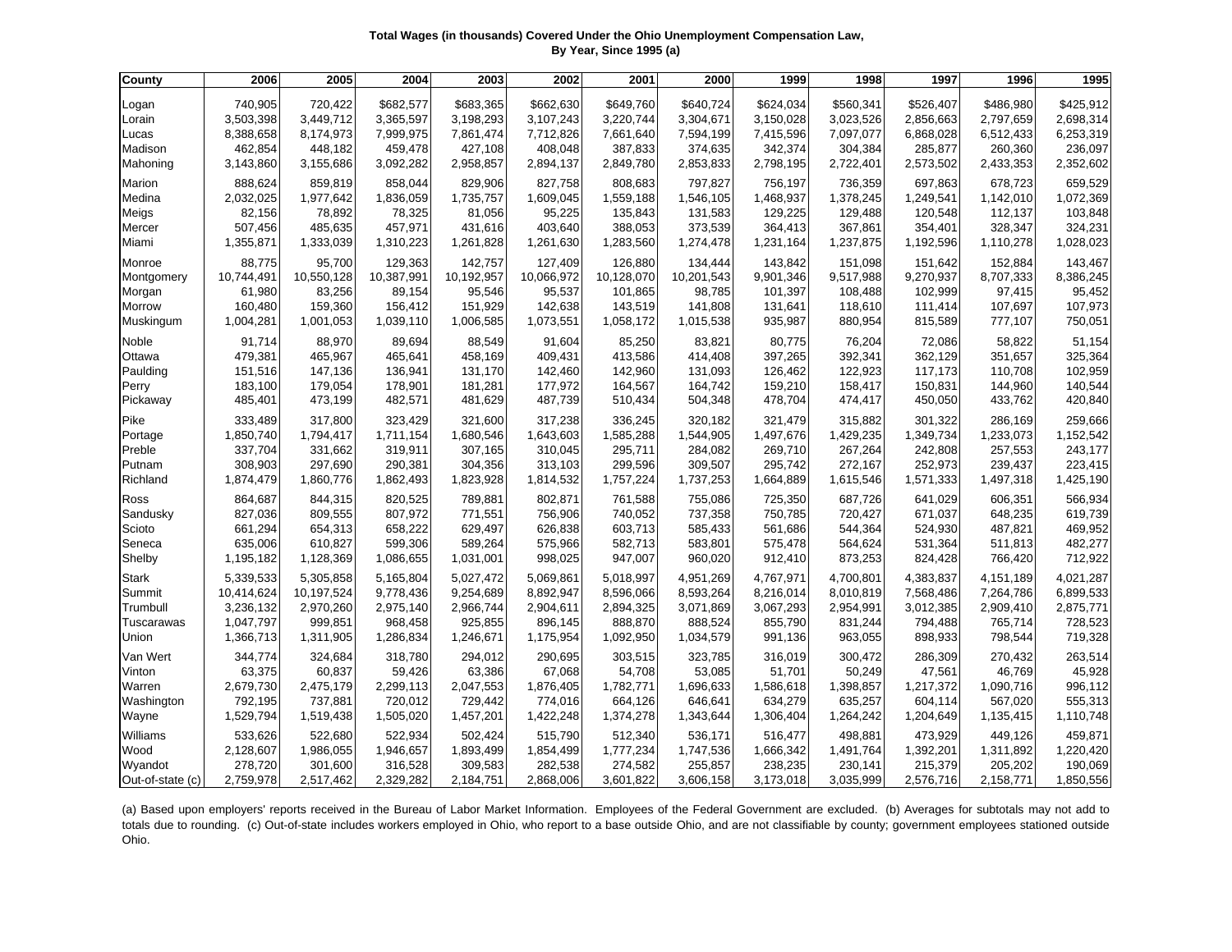**Total Wages (in thousands) Covered Under the Ohio Unemployment Compensation Law, By Year, Since 1995 (a)**

| County | 2006 | 2005 | 2004 | 2003 | 2002 | 2001 | 2000 | 1999 | 1998 | 1997 | 1996 | 1995 |
|---|---|---|---|---|---|---|---|---|---|---|---|---|
| Logan | 740,905 | 720,422 | $682,577 | $683,365 | $662,630 | $649,760 | $640,724 | $624,034 | $560,341 | $526,407 | $486,980 | $425,912 |
| Lorain | 3,503,398 | 3,449,712 | 3,365,597 | 3,198,293 | 3,107,243 | 3,220,744 | 3,304,671 | 3,150,028 | 3,023,526 | 2,856,663 | 2,797,659 | 2,698,314 |
| Lucas | 8,388,658 | 8,174,973 | 7,999,975 | 7,861,474 | 7,712,826 | 7,661,640 | 7,594,199 | 7,415,596 | 7,097,077 | 6,868,028 | 6,512,433 | 6,253,319 |
| Madison | 462,854 | 448,182 | 459,478 | 427,108 | 408,048 | 387,833 | 374,635 | 342,374 | 304,384 | 285,877 | 260,360 | 236,097 |
| Mahoning | 3,143,860 | 3,155,686 | 3,092,282 | 2,958,857 | 2,894,137 | 2,849,780 | 2,853,833 | 2,798,195 | 2,722,401 | 2,573,502 | 2,433,353 | 2,352,602 |
| Marion | 888,624 | 859,819 | 858,044 | 829,906 | 827,758 | 808,683 | 797,827 | 756,197 | 736,359 | 697,863 | 678,723 | 659,529 |
| Medina | 2,032,025 | 1,977,642 | 1,836,059 | 1,735,757 | 1,609,045 | 1,559,188 | 1,546,105 | 1,468,937 | 1,378,245 | 1,249,541 | 1,142,010 | 1,072,369 |
| Meigs | 82,156 | 78,892 | 78,325 | 81,056 | 95,225 | 135,843 | 131,583 | 129,225 | 129,488 | 120,548 | 112,137 | 103,848 |
| Mercer | 507,456 | 485,635 | 457,971 | 431,616 | 403,640 | 388,053 | 373,539 | 364,413 | 367,861 | 354,401 | 328,347 | 324,231 |
| Miami | 1,355,871 | 1,333,039 | 1,310,223 | 1,261,828 | 1,261,630 | 1,283,560 | 1,274,478 | 1,231,164 | 1,237,875 | 1,192,596 | 1,110,278 | 1,028,023 |
| Monroe | 88,775 | 95,700 | 129,363 | 142,757 | 127,409 | 126,880 | 134,444 | 143,842 | 151,098 | 151,642 | 152,884 | 143,467 |
| Montgomery | 10,744,491 | 10,550,128 | 10,387,991 | 10,192,957 | 10,066,972 | 10,128,070 | 10,201,543 | 9,901,346 | 9,517,988 | 9,270,937 | 8,707,333 | 8,386,245 |
| Morgan | 61,980 | 83,256 | 89,154 | 95,546 | 95,537 | 101,865 | 98,785 | 101,397 | 108,488 | 102,999 | 97,415 | 95,452 |
| Morrow | 160,480 | 159,360 | 156,412 | 151,929 | 142,638 | 143,519 | 141,808 | 131,641 | 118,610 | 111,414 | 107,697 | 107,973 |
| Muskingum | 1,004,281 | 1,001,053 | 1,039,110 | 1,006,585 | 1,073,551 | 1,058,172 | 1,015,538 | 935,987 | 880,954 | 815,589 | 777,107 | 750,051 |
| Noble | 91,714 | 88,970 | 89,694 | 88,549 | 91,604 | 85,250 | 83,821 | 80,775 | 76,204 | 72,086 | 58,822 | 51,154 |
| Ottawa | 479,381 | 465,967 | 465,641 | 458,169 | 409,431 | 413,586 | 414,408 | 397,265 | 392,341 | 362,129 | 351,657 | 325,364 |
| Paulding | 151,516 | 147,136 | 136,941 | 131,170 | 142,460 | 142,960 | 131,093 | 126,462 | 122,923 | 117,173 | 110,708 | 102,959 |
| Perry | 183,100 | 179,054 | 178,901 | 181,281 | 177,972 | 164,567 | 164,742 | 159,210 | 158,417 | 150,831 | 144,960 | 140,544 |
| Pickaway | 485,401 | 473,199 | 482,571 | 481,629 | 487,739 | 510,434 | 504,348 | 478,704 | 474,417 | 450,050 | 433,762 | 420,840 |
| Pike | 333,489 | 317,800 | 323,429 | 321,600 | 317,238 | 336,245 | 320,182 | 321,479 | 315,882 | 301,322 | 286,169 | 259,666 |
| Portage | 1,850,740 | 1,794,417 | 1,711,154 | 1,680,546 | 1,643,603 | 1,585,288 | 1,544,905 | 1,497,676 | 1,429,235 | 1,349,734 | 1,233,073 | 1,152,542 |
| Preble | 337,704 | 331,662 | 319,911 | 307,165 | 310,045 | 295,711 | 284,082 | 269,710 | 267,264 | 242,808 | 257,553 | 243,177 |
| Putnam | 308,903 | 297,690 | 290,381 | 304,356 | 313,103 | 299,596 | 309,507 | 295,742 | 272,167 | 252,973 | 239,437 | 223,415 |
| Richland | 1,874,479 | 1,860,776 | 1,862,493 | 1,823,928 | 1,814,532 | 1,757,224 | 1,737,253 | 1,664,889 | 1,615,546 | 1,571,333 | 1,497,318 | 1,425,190 |
| Ross | 864,687 | 844,315 | 820,525 | 789,881 | 802,871 | 761,588 | 755,086 | 725,350 | 687,726 | 641,029 | 606,351 | 566,934 |
| Sandusky | 827,036 | 809,555 | 807,972 | 771,551 | 756,906 | 740,052 | 737,358 | 750,785 | 720,427 | 671,037 | 648,235 | 619,739 |
| Scioto | 661,294 | 654,313 | 658,222 | 629,497 | 626,838 | 603,713 | 585,433 | 561,686 | 544,364 | 524,930 | 487,821 | 469,952 |
| Seneca | 635,006 | 610,827 | 599,306 | 589,264 | 575,966 | 582,713 | 583,801 | 575,478 | 564,624 | 531,364 | 511,813 | 482,277 |
| Shelby | 1,195,182 | 1,128,369 | 1,086,655 | 1,031,001 | 998,025 | 947,007 | 960,020 | 912,410 | 873,253 | 824,428 | 766,420 | 712,922 |
| Stark | 5,339,533 | 5,305,858 | 5,165,804 | 5,027,472 | 5,069,861 | 5,018,997 | 4,951,269 | 4,767,971 | 4,700,801 | 4,383,837 | 4,151,189 | 4,021,287 |
| Summit | 10,414,624 | 10,197,524 | 9,778,436 | 9,254,689 | 8,892,947 | 8,596,066 | 8,593,264 | 8,216,014 | 8,010,819 | 7,568,486 | 7,264,786 | 6,899,533 |
| Trumbull | 3,236,132 | 2,970,260 | 2,975,140 | 2,966,744 | 2,904,611 | 2,894,325 | 3,071,869 | 3,067,293 | 2,954,991 | 3,012,385 | 2,909,410 | 2,875,771 |
| Tuscarawas | 1,047,797 | 999,851 | 968,458 | 925,855 | 896,145 | 888,870 | 888,524 | 855,790 | 831,244 | 794,488 | 765,714 | 728,523 |
| Union | 1,366,713 | 1,311,905 | 1,286,834 | 1,246,671 | 1,175,954 | 1,092,950 | 1,034,579 | 991,136 | 963,055 | 898,933 | 798,544 | 719,328 |
| Van Wert | 344,774 | 324,684 | 318,780 | 294,012 | 290,695 | 303,515 | 323,785 | 316,019 | 300,472 | 286,309 | 270,432 | 263,514 |
| Vinton | 63,375 | 60,837 | 59,426 | 63,386 | 67,068 | 54,708 | 53,085 | 51,701 | 50,249 | 47,561 | 46,769 | 45,928 |
| Warren | 2,679,730 | 2,475,179 | 2,299,113 | 2,047,553 | 1,876,405 | 1,782,771 | 1,696,633 | 1,586,618 | 1,398,857 | 1,217,372 | 1,090,716 | 996,112 |
| Washington | 792,195 | 737,881 | 720,012 | 729,442 | 774,016 | 664,126 | 646,641 | 634,279 | 635,257 | 604,114 | 567,020 | 555,313 |
| Wayne | 1,529,794 | 1,519,438 | 1,505,020 | 1,457,201 | 1,422,248 | 1,374,278 | 1,343,644 | 1,306,404 | 1,264,242 | 1,204,649 | 1,135,415 | 1,110,748 |
| Williams | 533,626 | 522,680 | 522,934 | 502,424 | 515,790 | 512,340 | 536,171 | 516,477 | 498,881 | 473,929 | 449,126 | 459,871 |
| Wood | 2,128,607 | 1,986,055 | 1,946,657 | 1,893,499 | 1,854,499 | 1,777,234 | 1,747,536 | 1,666,342 | 1,491,764 | 1,392,201 | 1,311,892 | 1,220,420 |
| Wyandot | 278,720 | 301,600 | 316,528 | 309,583 | 282,538 | 274,582 | 255,857 | 238,235 | 230,141 | 215,379 | 205,202 | 190,069 |
| Out-of-state (c) | 2,759,978 | 2,517,462 | 2,329,282 | 2,184,751 | 2,868,006 | 3,601,822 | 3,606,158 | 3,173,018 | 3,035,999 | 2,576,716 | 2,158,771 | 1,850,556 |

(a) Based upon employers' reports received in the Bureau of Labor Market Information. Employees of the Federal Government are excluded. (b) Averages for subtotals may not add to totals due to rounding. (c) Out-of-state includes workers employed in Ohio, who report to a base outside Ohio, and are not classifiable by county; government employees stationed outside Ohio.